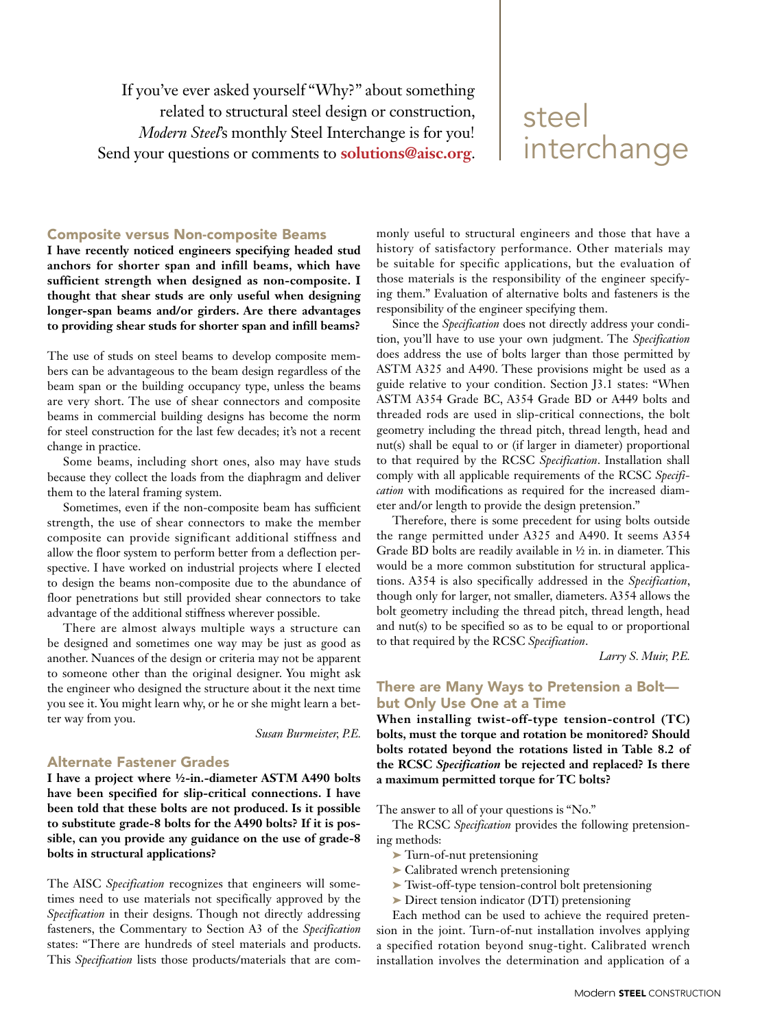If you've ever asked yourself "Why?" about something related to structural steel design or construction, *Modern Steel*'s monthly Steel Interchange is for you! Send your questions or comments to **solutions@aisc.org**.

# steel interchange

## Composite versus Non-composite Beams

**I have recently noticed engineers specifying headed stud anchors for shorter span and infill beams, which have sufficient strength when designed as non-composite. I thought that shear studs are only useful when designing longer-span beams and/or girders. Are there advantages to providing shear studs for shorter span and infill beams?**

The use of studs on steel beams to develop composite members can be advantageous to the beam design regardless of the beam span or the building occupancy type, unless the beams are very short. The use of shear connectors and composite beams in commercial building designs has become the norm for steel construction for the last few decades; it's not a recent change in practice.

Some beams, including short ones, also may have studs because they collect the loads from the diaphragm and deliver them to the lateral framing system.

Sometimes, even if the non-composite beam has sufficient strength, the use of shear connectors to make the member composite can provide significant additional stiffness and allow the floor system to perform better from a deflection perspective. I have worked on industrial projects where I elected to design the beams non-composite due to the abundance of floor penetrations but still provided shear connectors to take advantage of the additional stiffness wherever possible.

There are almost always multiple ways a structure can be designed and sometimes one way may be just as good as another. Nuances of the design or criteria may not be apparent to someone other than the original designer. You might ask the engineer who designed the structure about it the next time you see it. You might learn why, or he or she might learn a better way from you.

*Susan Burmeister, P.E.*

## Alternate Fastener Grades

**I have a project where ½-in.-diameter ASTM A490 bolts have been specified for slip-critical connections. I have been told that these bolts are not produced. Is it possible to substitute grade-8 bolts for the A490 bolts? If it is possible, can you provide any guidance on the use of grade-8 bolts in structural applications?**

The AISC *Specification* recognizes that engineers will sometimes need to use materials not specifically approved by the *Specification* in their designs. Though not directly addressing fasteners, the Commentary to Section A3 of the *Specification* states: "There are hundreds of steel materials and products. This *Specification* lists those products/materials that are commonly useful to structural engineers and those that have a history of satisfactory performance. Other materials may be suitable for specific applications, but the evaluation of those materials is the responsibility of the engineer specifying them." Evaluation of alternative bolts and fasteners is the responsibility of the engineer specifying them.

Since the *Specification* does not directly address your condition, you'll have to use your own judgment. The *Specification* does address the use of bolts larger than those permitted by ASTM A325 and A490. These provisions might be used as a guide relative to your condition. Section J3.1 states: "When ASTM A354 Grade BC, A354 Grade BD or A449 bolts and threaded rods are used in slip-critical connections, the bolt geometry including the thread pitch, thread length, head and nut(s) shall be equal to or (if larger in diameter) proportional to that required by the RCSC *Specification*. Installation shall comply with all applicable requirements of the RCSC *Specification* with modifications as required for the increased diameter and/or length to provide the design pretension."

Therefore, there is some precedent for using bolts outside the range permitted under A325 and A490. It seems A354 Grade BD bolts are readily available in ½ in. in diameter. This would be a more common substitution for structural applications. A354 is also specifically addressed in the *Specification*, though only for larger, not smaller, diameters. A354 allows the bolt geometry including the thread pitch, thread length, head and nut(s) to be specified so as to be equal to or proportional to that required by the RCSC *Specification*.

*Larry S. Muir, P.E.*

## There are Many Ways to Pretension a Bolt—but Only Use One at a Time

**When installing twist-off-type tension-control (TC) bolts, must the torque and rotation be monitored? Should bolts rotated beyond the rotations listed in Table 8.2 of the RCSC *Specification* be rejected and replaced? Is there a maximum permitted torque for TC bolts?**

The answer to all of your questions is "No."

The RCSC *Specification* provides the following pretensioning methods:

- Turn-of-nut pretensioning
- Calibrated wrench pretensioning
- Twist-off-type tension-control bolt pretensioning
- Direct tension indicator (DTI) pretensioning

Each method can be used to achieve the required pretension in the joint. Turn-of-nut installation involves applying a specified rotation beyond snug-tight. Calibrated wrench installation involves the determination and application of a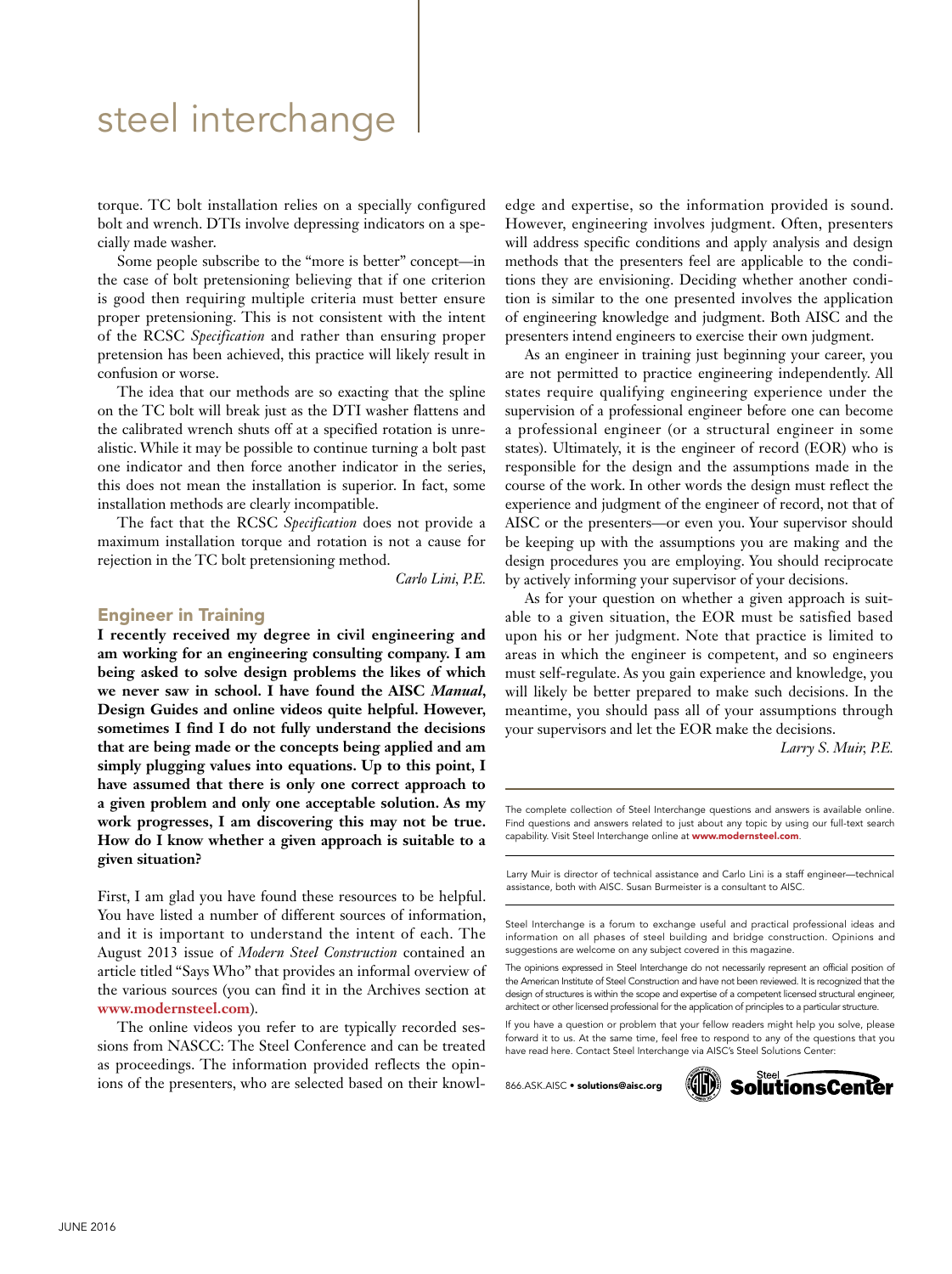torque. TC bolt installation relies on a specially configured bolt and wrench. DTIs involve depressing indicators on a specially made washer.

Some people subscribe to the "more is better" concept—in the case of bolt pretensioning believing that if one criterion is good then requiring multiple criteria must better ensure proper pretensioning. This is not consistent with the intent of the RCSC *Specification* and rather than ensuring proper pretension has been achieved, this practice will likely result in confusion or worse.

The idea that our methods are so exacting that the spline on the TC bolt will break just as the DTI washer flattens and the calibrated wrench shuts off at a specified rotation is unrealistic. While it may be possible to continue turning a bolt past one indicator and then force another indicator in the series, this does not mean the installation is superior. In fact, some installation methods are clearly incompatible.

The fact that the RCSC *Specification* does not provide a maximum installation torque and rotation is not a cause for rejection in the TC bolt pretensioning method.

*Carlo Lini, P.E.*

## Engineer in Training

**I recently received my degree in civil engineering and am working for an engineering consulting company. I am being asked to solve design problems the likes of which we never saw in school. I have found the AISC *Manual*, Design Guides and online videos quite helpful. However, sometimes I find I do not fully understand the decisions that are being made or the concepts being applied and am simply plugging values into equations. Up to this point, I have assumed that there is only one correct approach to a given problem and only one acceptable solution. As my work progresses, I am discovering this may not be true. How do I know whether a given approach is suitable to a given situation?**

First, I am glad you have found these resources to be helpful. You have listed a number of different sources of information, and it is important to understand the intent of each. The August 2013 issue of *Modern Steel Construction* contained an article titled "Says Who" that provides an informal overview of the various sources (you can find it in the Archives section at **www.modernsteel.com**).

The online videos you refer to are typically recorded sessions from NASCC: The Steel Conference and can be treated as proceedings. The information provided reflects the opinions of the presenters, who are selected based on their knowledge and expertise, so the information provided is sound. However, engineering involves judgment. Often, presenters will address specific conditions and apply analysis and design methods that the presenters feel are applicable to the conditions they are envisioning. Deciding whether another condition is similar to the one presented involves the application of engineering knowledge and judgment. Both AISC and the presenters intend engineers to exercise their own judgment.

As an engineer in training just beginning your career, you are not permitted to practice engineering independently. All states require qualifying engineering experience under the supervision of a professional engineer before one can become a professional engineer (or a structural engineer in some states). Ultimately, it is the engineer of record (EOR) who is responsible for the design and the assumptions made in the course of the work. In other words the design must reflect the experience and judgment of the engineer of record, not that of AISC or the presenters—or even you. Your supervisor should be keeping up with the assumptions you are making and the design procedures you are employing. You should reciprocate by actively informing your supervisor of your decisions.

As for your question on whether a given approach is suitable to a given situation, the EOR must be satisfied based upon his or her judgment. Note that practice is limited to areas in which the engineer is competent, and so engineers must self-regulate. As you gain experience and knowledge, you will likely be better prepared to make such decisions. In the meantime, you should pass all of your assumptions through your supervisors and let the EOR make the decisions.

*Larry S. Muir, P.E.*

---

The complete collection of Steel Interchange questions and answers is available online. Find questions and answers related to just about any topic by using our full-text search capability. Visit Steel Interchange online at **www.modernsteel.com**.

---

Larry Muir is director of technical assistance and Carlo Lini is a staff engineer—technical assistance, both with AISC. Susan Burmeister is a consultant to AISC.

---

Steel Interchange is a forum to exchange useful and practical professional ideas and information on all phases of steel building and bridge construction. Opinions and suggestions are welcome on any subject covered in this magazine.

The opinions expressed in Steel Interchange do not necessarily represent an official position of the American Institute of Steel Construction and have not been reviewed. It is recognized that the design of structures is within the scope and expertise of a competent licensed structural engineer, architect or other licensed professional for the application of principles to a particular structure.

If you have a question or problem that your fellow readers might help you solve, please forward it to us. At the same time, feel free to respond to any of the questions that you have read here. Contact Steel Interchange via AISC's Steel Solutions Center:

866.ASK.AISC • **solutions@aisc.org**